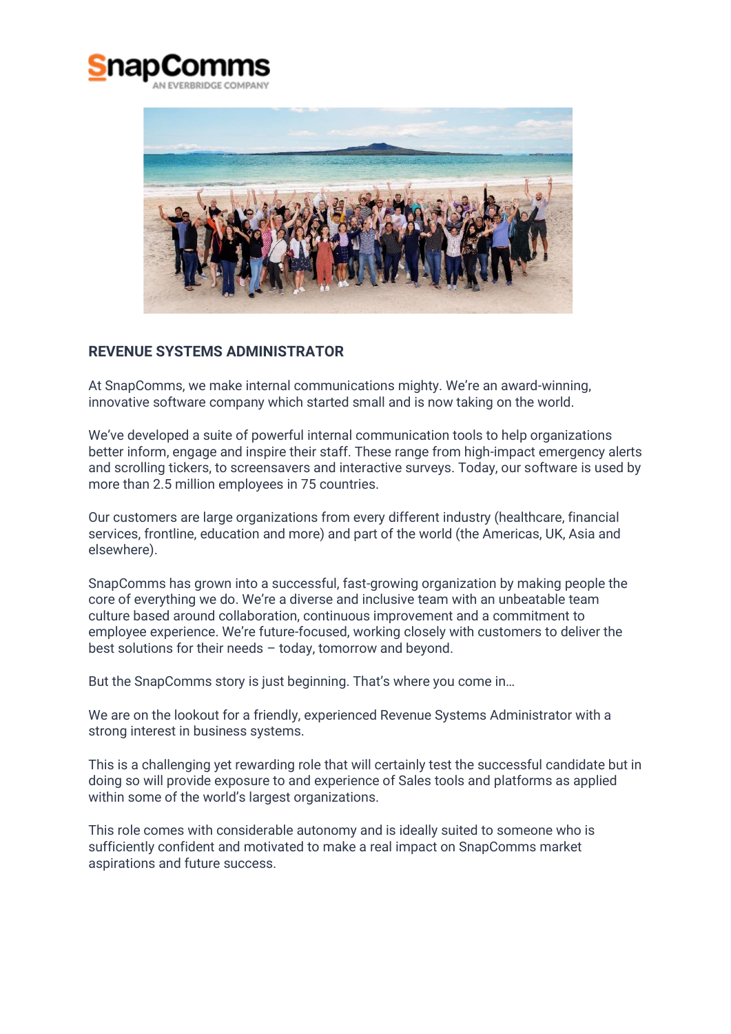# REVENUE SYSTEMS ADMINISTRATOR

At SnapComms, we make internal communications mighty. We're an award-winning, innovative software company which started small and is now taking on the world.

We've developed a suite of powerful internal communication tools to help organizations better inform, engage and inspire their staff. These range from high-impact emergency alerts and scrolling tickers, to screensavers and interactive surveys. Today, our software is used by more than 2.5 million employees in 75 countries.

Our customers are large organizations from every different industry (healthcare, financial services, frontline, education and more) and part of the world (the Americas, UK, Asia and elsewhere).

SnapComms has grown into a successful, fast-growing organization by making people the core of everything we do. We're a diverse and inclusive team with an unbeatable team culture based around collaboration, continuous improvement and a commitment to employee experience. We're future-focused, working closely with customers to deliver the best solutions for their needs – today, tomorrow and beyond.

But the SnapComms story is just beginning. That's where you come in…

We are on the lookout for a friendly, experienced Revenue Systems Administrator with a strong interest in business systems.

This is a challenging yet rewarding role that will certainly test the successful candidate but in doing so will provide exposure to and experience of Sales tools and platforms as applied within some of the world's largest organizations.

This role comes with considerable autonomy and is ideally suited to someone who is sufficiently confident and motivated to make a real impact on SnapComms market aspirations and future success.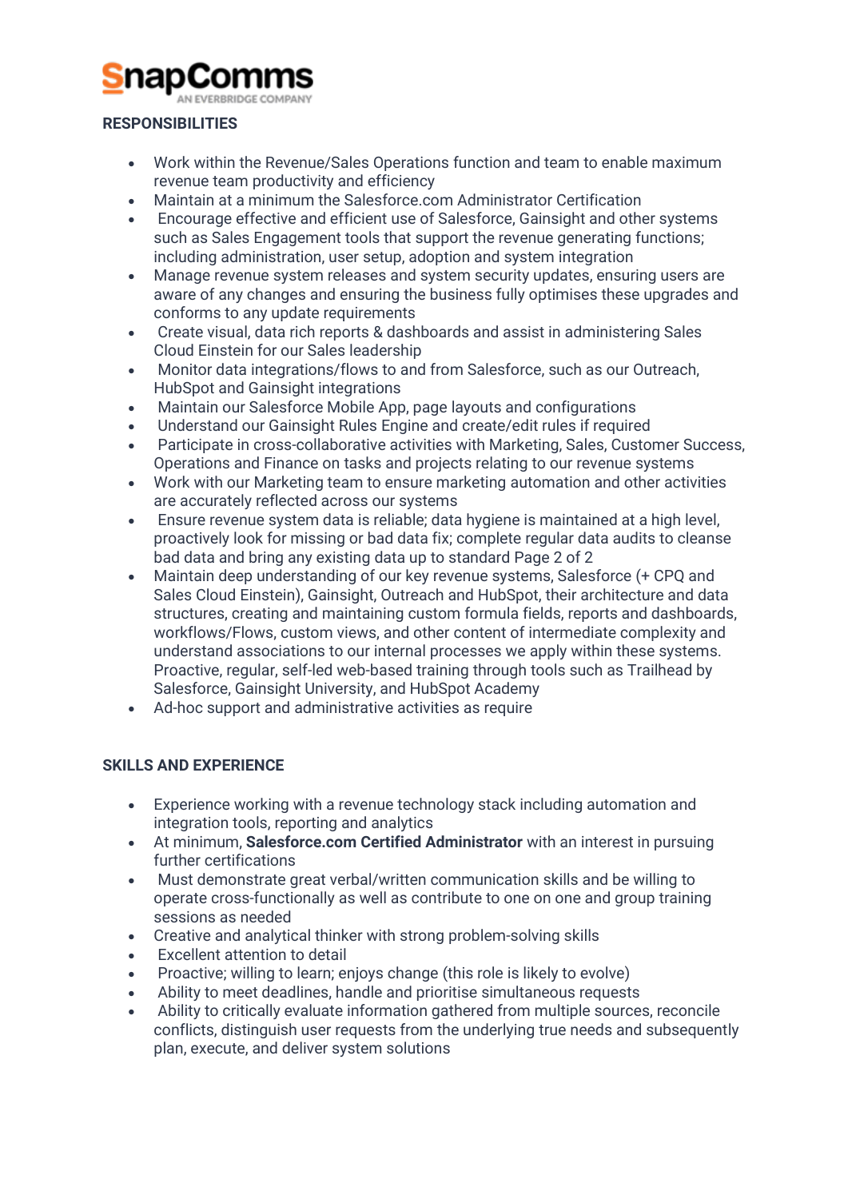## RESPONSIBILITIES

- Work within the Revenue/Sales Operations function and team to enable maximum revenue team productivity and efficiency
- Maintain at a minimum the Salesforce.com Administrator Certification
- Encourage effective and efficient use of Salesforce, Gainsight and other systems such as Sales Engagement tools that support the revenue generating functions; including administration, user setup, adoption and system integration
- Manage revenue system releases and system security updates, ensuring users are aware of any changes and ensuring the business fully optimises these upgrades and conforms to any update requirements
- Create visual, data rich reports & dashboards and assist in administering Sales Cloud Einstein for our Sales leadership
- Monitor data integrations/flows to and from Salesforce, such as our Outreach, HubSpot and Gainsight integrations
- Maintain our Salesforce Mobile App, page layouts and configurations
- Understand our Gainsight Rules Engine and create/edit rules if required
- Participate in cross-collaborative activities with Marketing, Sales, Customer Success, Operations and Finance on tasks and projects relating to our revenue systems
- Work with our Marketing team to ensure marketing automation and other activities are accurately reflected across our systems
- Ensure revenue system data is reliable; data hygiene is maintained at a high level, proactively look for missing or bad data fix; complete regular data audits to cleanse bad data and bring any existing data up to standard Page 2 of 2
- Maintain deep understanding of our key revenue systems, Salesforce (+ CPQ and Sales Cloud Einstein), Gainsight, Outreach and HubSpot, their architecture and data structures, creating and maintaining custom formula fields, reports and dashboards, workflows/Flows, custom views, and other content of intermediate complexity and understand associations to our internal processes we apply within these systems. Proactive, regular, self-led web-based training through tools such as Trailhead by Salesforce, Gainsight University, and HubSpot Academy
- Ad-hoc support and administrative activities as require

## SKILLS AND EXPERIENCE

- Experience working with a revenue technology stack including automation and integration tools, reporting and analytics
- At minimum, **Salesforce.com Certified Administrator** with an interest in pursuing further certifications
- Must demonstrate great verbal/written communication skills and be willing to operate cross-functionally as well as contribute to one on one and group training sessions as needed
- Creative and analytical thinker with strong problem-solving skills
- Excellent attention to detail
- Proactive; willing to learn; enjoys change (this role is likely to evolve)
- Ability to meet deadlines, handle and prioritise simultaneous requests
- Ability to critically evaluate information gathered from multiple sources, reconcile conflicts, distinguish user requests from the underlying true needs and subsequently plan, execute, and deliver system solutions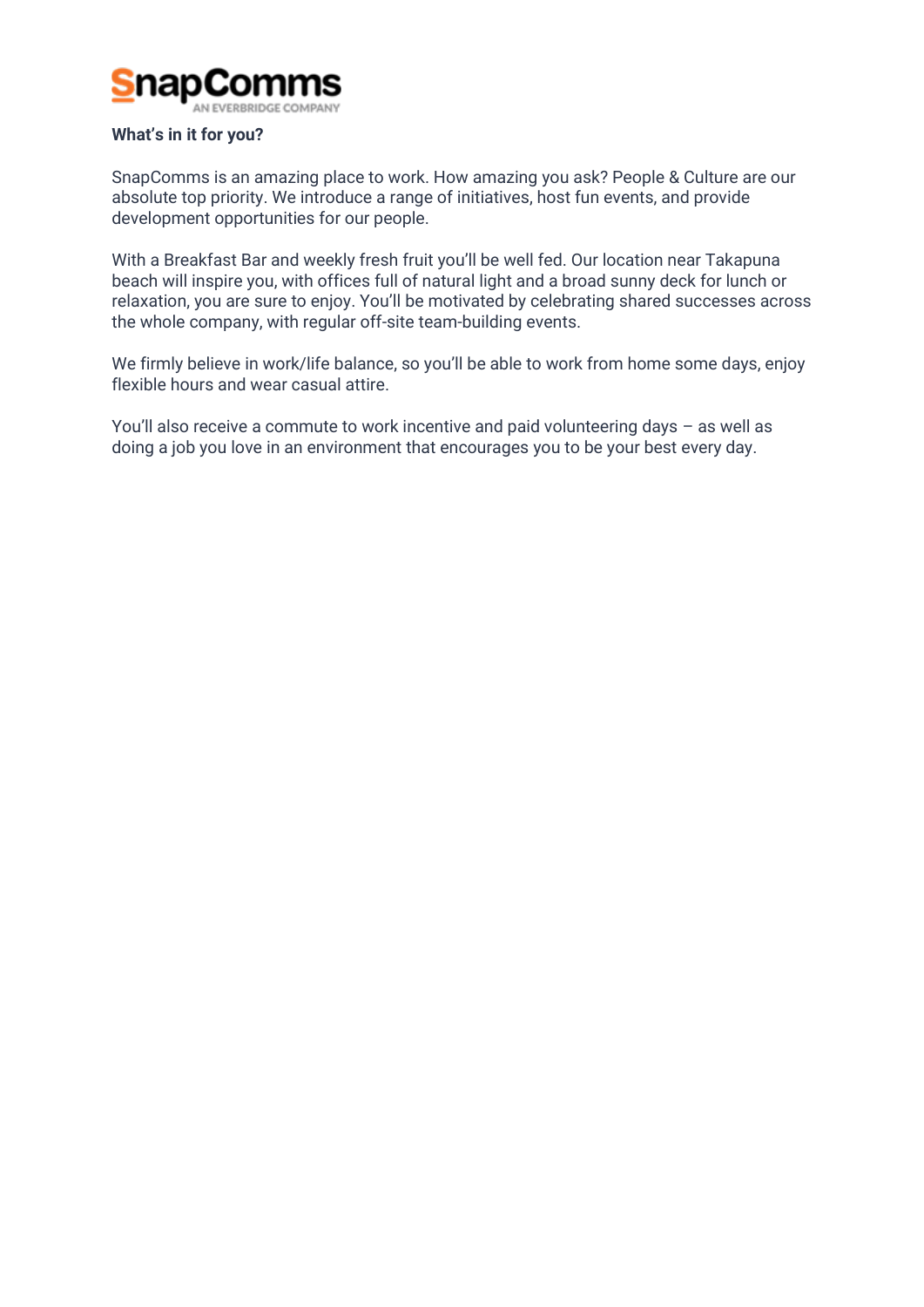**What's in it for you?**

SnapComms is an amazing place to work. How amazing you ask? People & Culture are our absolute top priority. We introduce a range of initiatives, host fun events, and provide development opportunities for our people.

With a Breakfast Bar and weekly fresh fruit you'll be well fed. Our location near Takapuna beach will inspire you, with offices full of natural light and a broad sunny deck for lunch or relaxation, you are sure to enjoy. You'll be motivated by celebrating shared successes across the whole company, with regular off-site team-building events.

We firmly believe in work/life balance, so you'll be able to work from home some days, enjoy flexible hours and wear casual attire.

You'll also receive a commute to work incentive and paid volunteering days – as well as doing a job you love in an environment that encourages you to be your best every day.